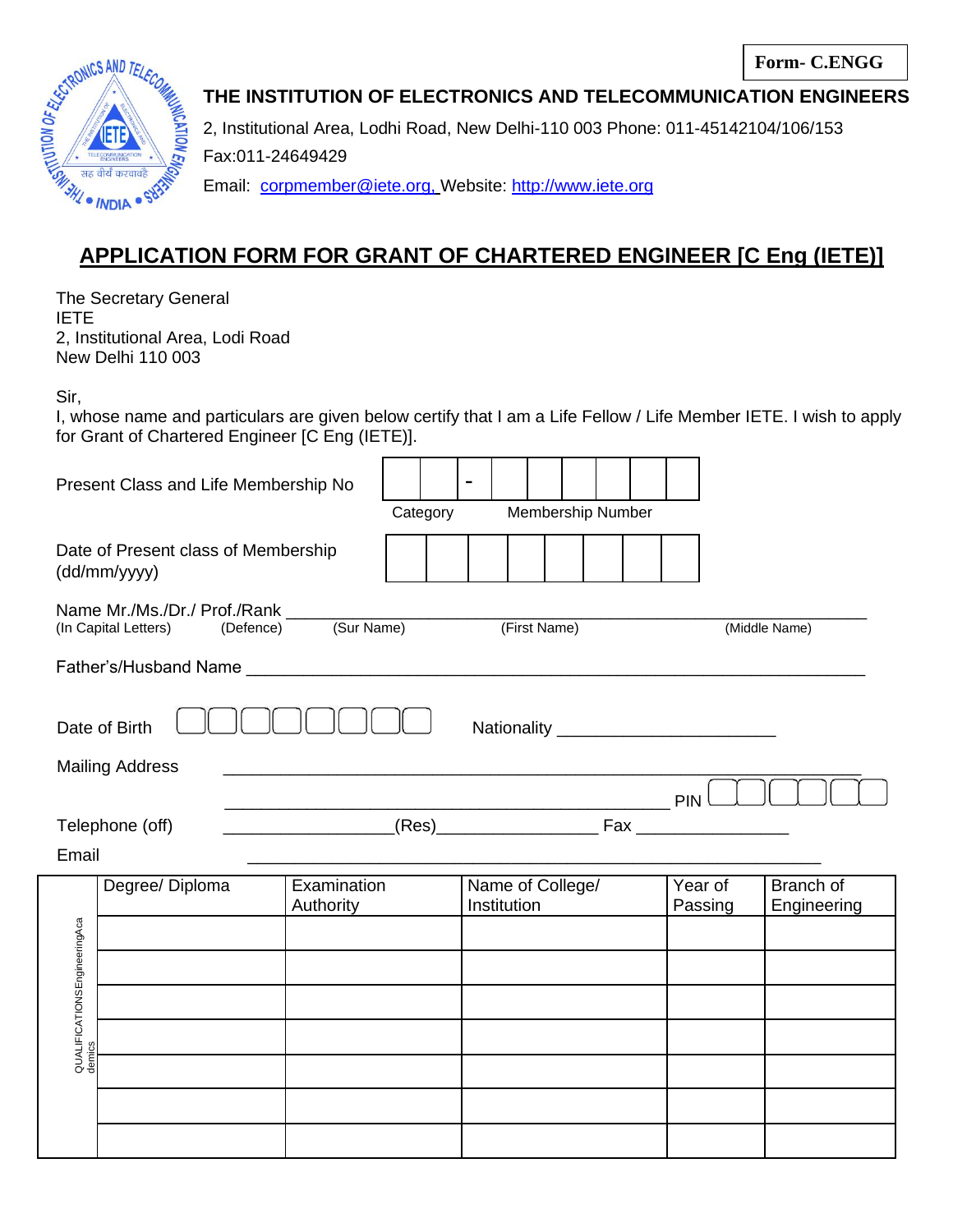**Form- C.ENGG**

**THE INSTITUTION OF ELECTRONICS AND TELECOMMUNICATION ENGINEERS**

2, Institutional Area, Lodhi Road, New Delhi-110 003 Phone: 011-45142104/106/153

Fax:011-24649429

Email: corpmember@iete.org, Website: http://www.iete.org

# APPLICATION FORM FOR GRANT OF CHARTERED ENGINEER [C Eng (IETE)]

The Secretary General
IETE
2, Institutional Area, Lodi Road
New Delhi 110 003

Sir,

I, whose name and particulars are given below certify that I am a Life Fellow / Life Member IETE. I wish to apply for Grant of Chartered Engineer [C Eng (IETE)].

Present Class and Life Membership No [ ][ ] - [ ][ ][ ][ ][ ][ ][ ]
Category Membership Number

Date of Present class of Membership (dd/mm/yyyy) [ ][ ][ ][ ][ ][ ][ ][ ]

Name Mr./Ms./Dr./ Prof./Rank ____________________________________________
(In Capital Letters) (Defence) (Sur Name) (First Name) (Middle Name)

Father's/Husband Name ____________________________________________

Date of Birth [ ][ ][ ][ ][ ][ ][ ][ ] Nationality ______________________

Mailing Address ____________________________________________

____________________________________________ PIN [ ][ ][ ][ ][ ][ ]

Telephone (off) _________________(Res)________________ Fax _______________

Email ____________________________________________

| QUALIFICATIONS Engineering Academics | Degree/ Diploma | Examination Authority | Name of College/ Institution | Year of Passing | Branch of Engineering |
|---|---|---|---|---|---|
| | | | | | |
| | | | | | |
| | | | | | |
| | | | | | |
| | | | | | |
| | | | | | |
| | | | | | |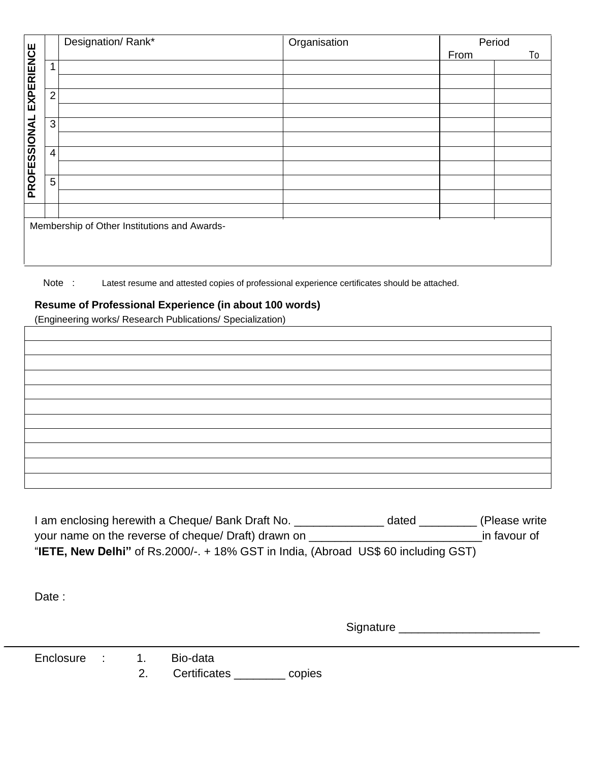| PROFESSIONAL EXPERIENCE | | Designation/ Rank* | Organisation | Period From | To |
|---|---|---|---|---|---|
| | 1 | | | | |
| | | | | | |
| | 2 | | | | |
| | | | | | |
| | 3 | | | | |
| | | | | | |
| | 4 | | | | |
| | | | | | |
| | 5 | | | | |
| | | | | | |
| | | | | | |

Membership of Other Institutions and Awards-

Note : Latest resume and attested copies of professional experience certificates should be attached.

**Resume of Professional Experience (in about 100 words)**

(Engineering works/ Research Publications/ Specialization)

| |
|---|
| |
| |
| |
| |
| |
| |
| |
| |
| |
| |
| |

I am enclosing herewith a Cheque/ Bank Draft No. ______________ dated _________ (Please write your name on the reverse of cheque/ Draft) drawn on __________________________in favour of "**IETE, New Delhi"** of Rs.2000/-. + 18% GST in India, (Abroad US$ 60 including GST)

Date :

Signature _____________________

Enclosure : 1. Bio-data

2. Certificates ________ copies